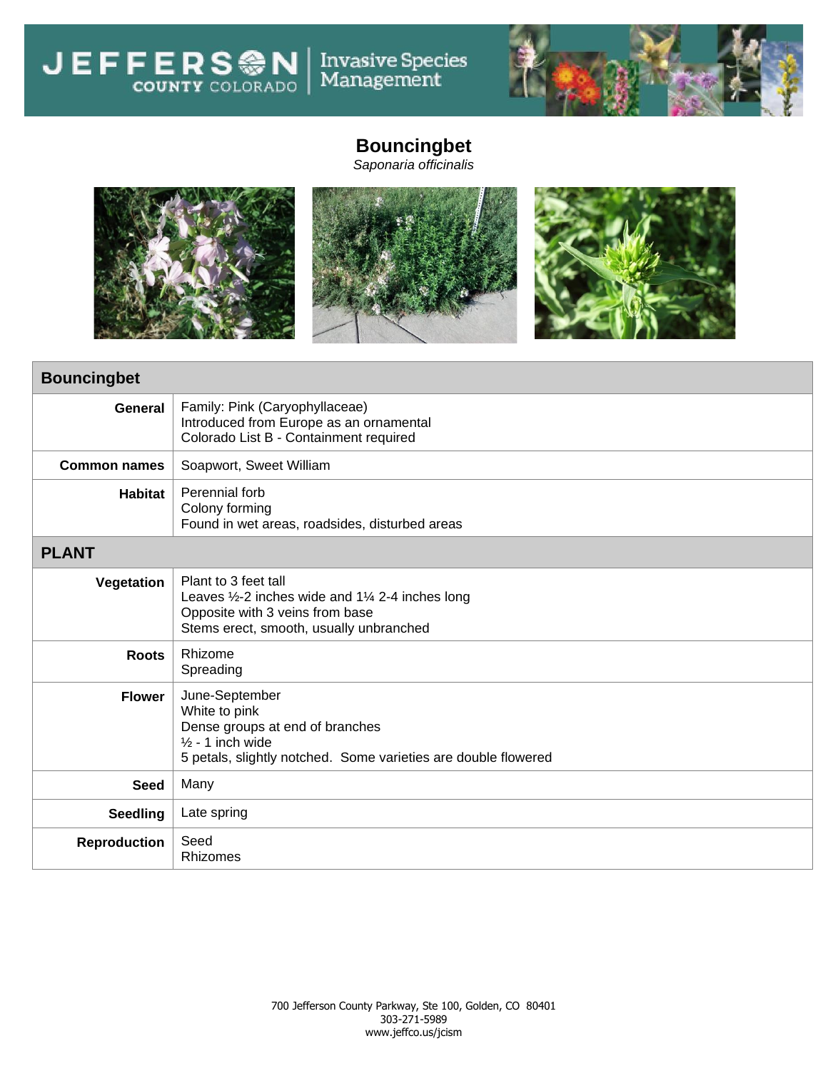# Bouncingbet

*Saponaria officinalis*

| **Bouncingbet** | |
|---:|---|
| **General** | Family: Pink (Caryophyllaceae)<br>Introduced from Europe as an ornamental<br>Colorado List B - Containment required |
| **Common names** | Soapwort, Sweet William |
| **Habitat** | Perennial forb<br>Colony forming<br>Found in wet areas, roadsides, disturbed areas |
| **PLANT** | |
| **Vegetation** | Plant to 3 feet tall<br>Leaves ½-2 inches wide and 1¼ 2-4 inches long<br>Opposite with 3 veins from base<br>Stems erect, smooth, usually unbranched |
| **Roots** | Rhizome<br>Spreading |
| **Flower** | June-September<br>White to pink<br>Dense groups at end of branches<br>½ - 1 inch wide<br>5 petals, slightly notched. Some varieties are double flowered |
| **Seed** | Many |
| **Seedling** | Late spring |
| **Reproduction** | Seed<br>Rhizomes |

700 Jefferson County Parkway, Ste 100, Golden, CO 80401
303-271-5989
www.jeffco.us/jcism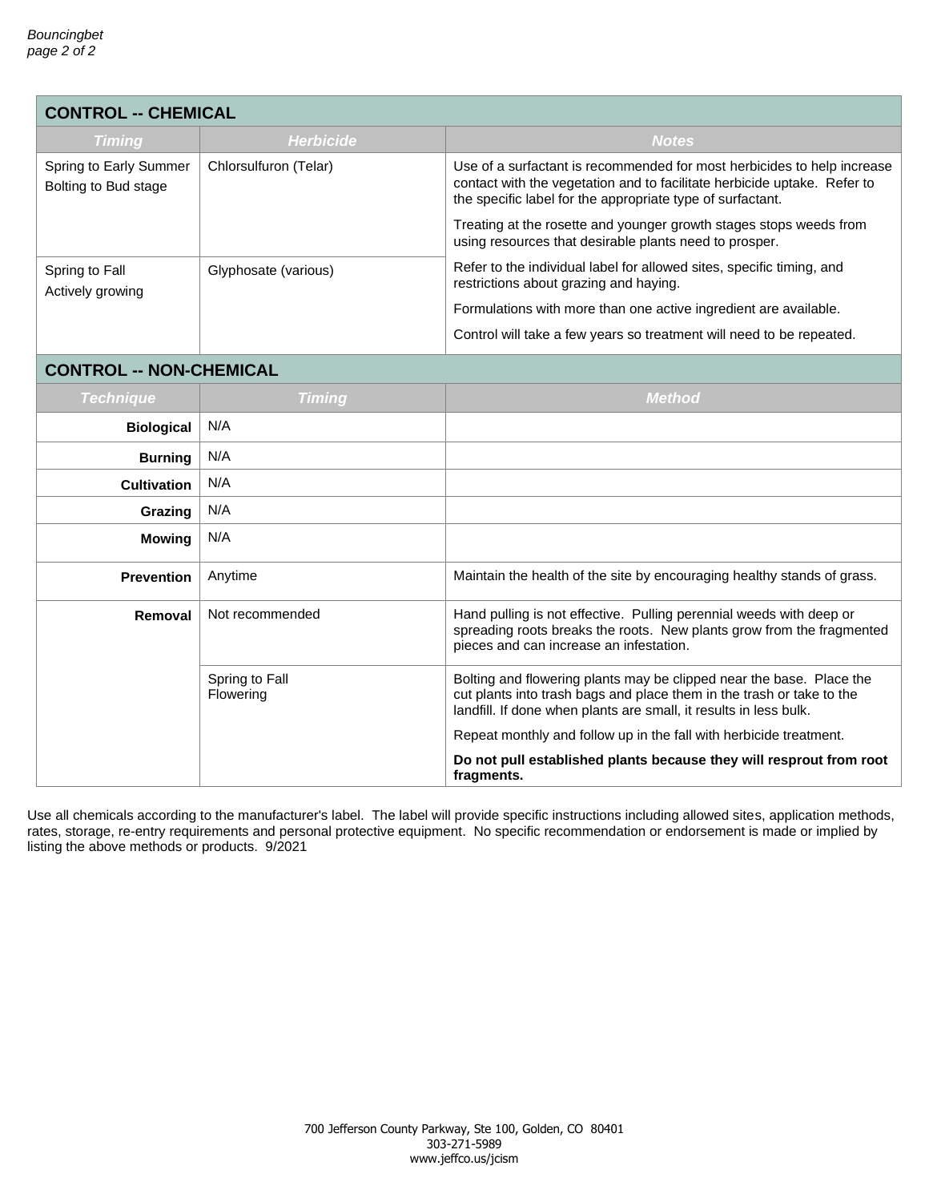## CONTROL -- CHEMICAL

| Timing | Herbicide | Notes |
|---|---|---|
| Spring to Early Summer<br>Bolting to Bud stage | Chlorsulfuron (Telar) | Use of a surfactant is recommended for most herbicides to help increase contact with the vegetation and to facilitate herbicide uptake. Refer to the specific label for the appropriate type of surfactant.<br><br>Treating at the rosette and younger growth stages stops weeds from using resources that desirable plants need to prosper. |
| Spring to Fall<br>Actively growing | Glyphosate (various) | Refer to the individual label for allowed sites, specific timing, and restrictions about grazing and haying.<br><br>Formulations with more than one active ingredient are available.<br><br>Control will take a few years so treatment will need to be repeated. |

## CONTROL -- NON-CHEMICAL

| Technique | Timing | Method |
|---|---|---|
| **Biological** | N/A | |
| **Burning** | N/A | |
| **Cultivation** | N/A | |
| **Grazing** | N/A | |
| **Mowing** | N/A | |
| **Prevention** | Anytime | Maintain the health of the site by encouraging healthy stands of grass. |
| **Removal** | Not recommended | Hand pulling is not effective. Pulling perennial weeds with deep or spreading roots breaks the roots. New plants grow from the fragmented pieces and can increase an infestation. |
| | Spring to Fall<br>Flowering | Bolting and flowering plants may be clipped near the base. Place the cut plants into trash bags and place them in the trash or take to the landfill. If done when plants are small, it results in less bulk.<br><br>Repeat monthly and follow up in the fall with herbicide treatment.<br><br>**Do not pull established plants because they will resprout from root fragments.** |

Use all chemicals according to the manufacturer's label. The label will provide specific instructions including allowed sites, application methods, rates, storage, re-entry requirements and personal protective equipment. No specific recommendation or endorsement is made or implied by listing the above methods or products. 9/2021

700 Jefferson County Parkway, Ste 100, Golden, CO 80401
303-271-5989
www.jeffco.us/jcism